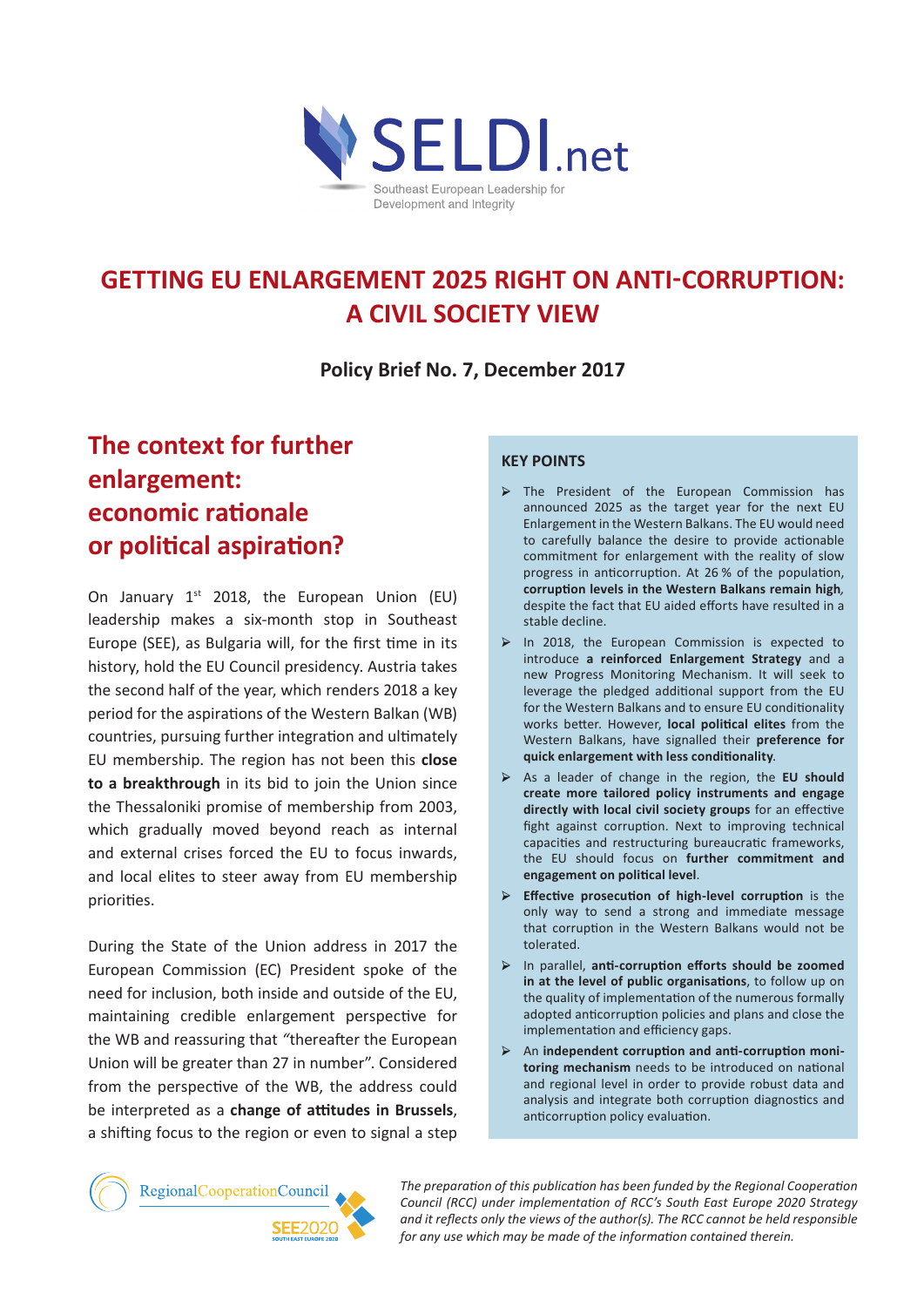SELDI.net

Southeast European Leadership for Development and Integrity

# GETTING EU ENLARGEMENT 2025 RIGHT ON ANTI-CORRUPTION: A CIVIL SOCIETY VIEW

**Policy Brief No. 7, December 2017**

## The context for further enlargement: economic rationale or political aspiration?

On January 1st 2018, the European Union (EU) leadership makes a six-month stop in Southeast Europe (SEE), as Bulgaria will, for the first time in its history, hold the EU Council presidency. Austria takes the second half of the year, which renders 2018 a key period for the aspirations of the Western Balkan (WB) countries, pursuing further integration and ultimately EU membership. The region has not been this **close to a breakthrough** in its bid to join the Union since the Thessaloniki promise of membership from 2003, which gradually moved beyond reach as internal and external crises forced the EU to focus inwards, and local elites to steer away from EU membership priorities.

During the State of the Union address in 2017 the European Commission (EC) President spoke of the need for inclusion, both inside and outside of the EU, maintaining credible enlargement perspective for the WB and reassuring that "thereafter the European Union will be greater than 27 in number". Considered from the perspective of the WB, the address could be interpreted as a **change of attitudes in Brussels**, a shifting focus to the region or even to signal a step

### KEY POINTS

- The President of the European Commission has announced 2025 as the target year for the next EU Enlargement in the Western Balkans. The EU would need to carefully balance the desire to provide actionable commitment for enlargement with the reality of slow progress in anticorruption. At 26 % of the population, **corruption levels in the Western Balkans remain high**, despite the fact that EU aided efforts have resulted in a stable decline.
- In 2018, the European Commission is expected to introduce **a reinforced Enlargement Strategy** and a new Progress Monitoring Mechanism. It will seek to leverage the pledged additional support from the EU for the Western Balkans and to ensure EU conditionality works better. However, **local political elites** from the Western Balkans, have signalled their **preference for quick enlargement with less conditionality**.
- As a leader of change in the region, the **EU should create more tailored policy instruments and engage directly with local civil society groups** for an effective fight against corruption. Next to improving technical capacities and restructuring bureaucratic frameworks, the EU should focus on **further commitment and engagement on political level**.
- **Effective prosecution of high-level corruption** is the only way to send a strong and immediate message that corruption in the Western Balkans would not be tolerated.
- In parallel, **anti-corruption efforts should be zoomed in at the level of public organisations**, to follow up on the quality of implementation of the numerous formally adopted anticorruption policies and plans and close the implementation and efficiency gaps.
- An **independent corruption and anti-corruption monitoring mechanism** needs to be introduced on national and regional level in order to provide robust data and analysis and integrate both corruption diagnostics and anticorruption policy evaluation.

RegionalCooperationCouncil — SEE2020 South East Europe 2020

*The preparation of this publication has been funded by the Regional Cooperation Council (RCC) under implementation of RCC's South East Europe 2020 Strategy and it reflects only the views of the author(s). The RCC cannot be held responsible for any use which may be made of the information contained therein.*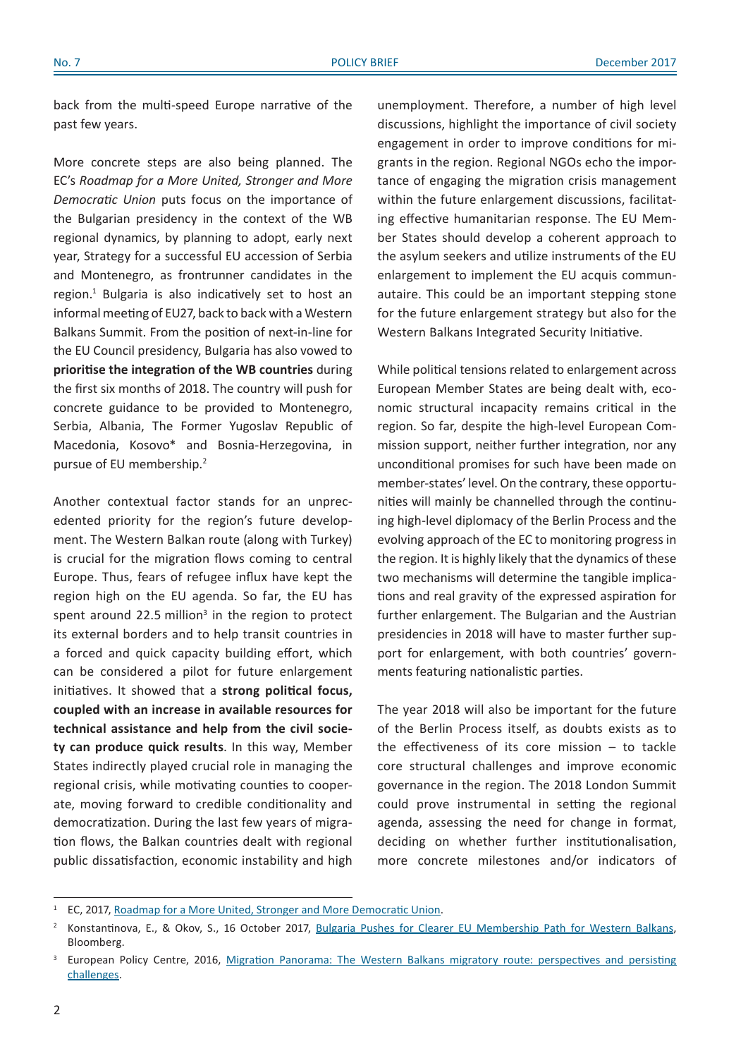back from the multi-speed Europe narrative of the past few years.

More concrete steps are also being planned. The EC's *Roadmap for a More United, Stronger and More Democratic Union* puts focus on the importance of the Bulgarian presidency in the context of the WB regional dynamics, by planning to adopt, early next year, Strategy for a successful EU accession of Serbia and Montenegro, as frontrunner candidates in the region.[1] Bulgaria is also indicatively set to host an informal meeting of EU27, back to back with a Western Balkans Summit. From the position of next-in-line for the EU Council presidency, Bulgaria has also vowed to **prioritise the integration of the WB countries** during the first six months of 2018. The country will push for concrete guidance to be provided to Montenegro, Serbia, Albania, The Former Yugoslav Republic of Macedonia, Kosovo* and Bosnia-Herzegovina, in pursue of EU membership.[2]

Another contextual factor stands for an unprecedented priority for the region's future development. The Western Balkan route (along with Turkey) is crucial for the migration flows coming to central Europe. Thus, fears of refugee influx have kept the region high on the EU agenda. So far, the EU has spent around 22.5 million[3] in the region to protect its external borders and to help transit countries in a forced and quick capacity building effort, which can be considered a pilot for future enlargement initiatives. It showed that a **strong political focus, coupled with an increase in available resources for technical assistance and help from the civil society can produce quick results**. In this way, Member States indirectly played crucial role in managing the regional crisis, while motivating counties to cooperate, moving forward to credible conditionality and democratization. During the last few years of migration flows, the Balkan countries dealt with regional public dissatisfaction, economic instability and high unemployment. Therefore, a number of high level discussions, highlight the importance of civil society engagement in order to improve conditions for migrants in the region. Regional NGOs echo the importance of engaging the migration crisis management within the future enlargement discussions, facilitating effective humanitarian response. The EU Member States should develop a coherent approach to the asylum seekers and utilize instruments of the EU enlargement to implement the EU acquis communautaire. This could be an important stepping stone for the future enlargement strategy but also for the Western Balkans Integrated Security Initiative.

While political tensions related to enlargement across European Member States are being dealt with, economic structural incapacity remains critical in the region. So far, despite the high-level European Commission support, neither further integration, nor any unconditional promises for such have been made on member-states' level. On the contrary, these opportunities will mainly be channelled through the continuing high-level diplomacy of the Berlin Process and the evolving approach of the EC to monitoring progress in the region. It is highly likely that the dynamics of these two mechanisms will determine the tangible implications and real gravity of the expressed aspiration for further enlargement. The Bulgarian and the Austrian presidencies in 2018 will have to master further support for enlargement, with both countries' governments featuring nationalistic parties.

The year 2018 will also be important for the future of the Berlin Process itself, as doubts exists as to the effectiveness of its core mission – to tackle core structural challenges and improve economic governance in the region. The 2018 London Summit could prove instrumental in setting the regional agenda, assessing the need for change in format, deciding on whether further institutionalisation, more concrete milestones and/or indicators of

---

[1] EC, 2017, Roadmap for a More United, Stronger and More Democratic Union.

[2] Konstantinova, E., & Okov, S., 16 October 2017, Bulgaria Pushes for Clearer EU Membership Path for Western Balkans, Bloomberg.

[3] European Policy Centre, 2016, Migration Panorama: The Western Balkans migratory route: perspectives and persisting challenges.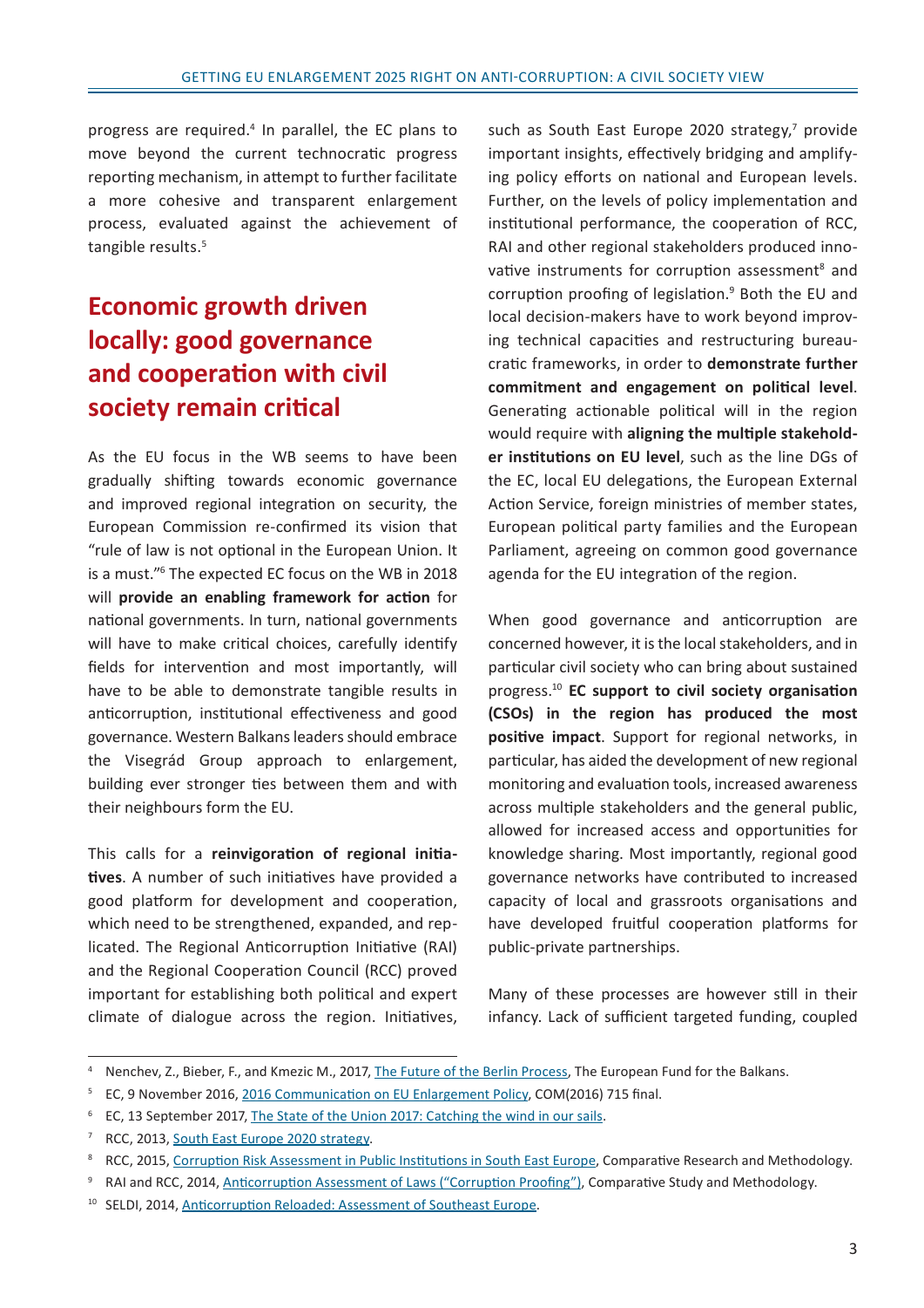progress are required.[4] In parallel, the EC plans to move beyond the current technocratic progress reporting mechanism, in attempt to further facilitate a more cohesive and transparent enlargement process, evaluated against the achievement of tangible results.[5]

## Economic growth driven locally: good governance and cooperation with civil society remain critical

As the EU focus in the WB seems to have been gradually shifting towards economic governance and improved regional integration on security, the European Commission re-confirmed its vision that "rule of law is not optional in the European Union. It is a must."[6] The expected EC focus on the WB in 2018 will **provide an enabling framework for action** for national governments. In turn, national governments will have to make critical choices, carefully identify fields for intervention and most importantly, will have to be able to demonstrate tangible results in anticorruption, institutional effectiveness and good governance. Western Balkans leaders should embrace the Visegrád Group approach to enlargement, building ever stronger ties between them and with their neighbours form the EU.

This calls for a **reinvigoration of regional initiatives**. A number of such initiatives have provided a good platform for development and cooperation, which need to be strengthened, expanded, and replicated. The Regional Anticorruption Initiative (RAI) and the Regional Cooperation Council (RCC) proved important for establishing both political and expert climate of dialogue across the region. Initiatives, such as South East Europe 2020 strategy,[7] provide important insights, effectively bridging and amplifying policy efforts on national and European levels. Further, on the levels of policy implementation and institutional performance, the cooperation of RCC, RAI and other regional stakeholders produced innovative instruments for corruption assessment[8] and corruption proofing of legislation.[9] Both the EU and local decision-makers have to work beyond improving technical capacities and restructuring bureaucratic frameworks, in order to **demonstrate further commitment and engagement on political level**. Generating actionable political will in the region would require with **aligning the multiple stakeholder institutions on EU level**, such as the line DGs of the EC, local EU delegations, the European External Action Service, foreign ministries of member states, European political party families and the European Parliament, agreeing on common good governance agenda for the EU integration of the region.

When good governance and anticorruption are concerned however, it is the local stakeholders, and in particular civil society who can bring about sustained progress.[10] **EC support to civil society organisation (CSOs) in the region has produced the most positive impact**. Support for regional networks, in particular, has aided the development of new regional monitoring and evaluation tools, increased awareness across multiple stakeholders and the general public, allowed for increased access and opportunities for knowledge sharing. Most importantly, regional good governance networks have contributed to increased capacity of local and grassroots organisations and have developed fruitful cooperation platforms for public-private partnerships.

Many of these processes are however still in their infancy. Lack of sufficient targeted funding, coupled

---

[4] Nenchev, Z., Bieber, F., and Kmezic M., 2017, The Future of the Berlin Process, The European Fund for the Balkans.

[5] EC, 9 November 2016, 2016 Communication on EU Enlargement Policy, COM(2016) 715 final.

[6] EC, 13 September 2017, The State of the Union 2017: Catching the wind in our sails.

[7] RCC, 2013, South East Europe 2020 strategy.

[8] RCC, 2015, Corruption Risk Assessment in Public Institutions in South East Europe, Comparative Research and Methodology.

[9] RAI and RCC, 2014, Anticorruption Assessment of Laws ("Corruption Proofing"), Comparative Study and Methodology.

[10] SELDI, 2014, Anticorruption Reloaded: Assessment of Southeast Europe.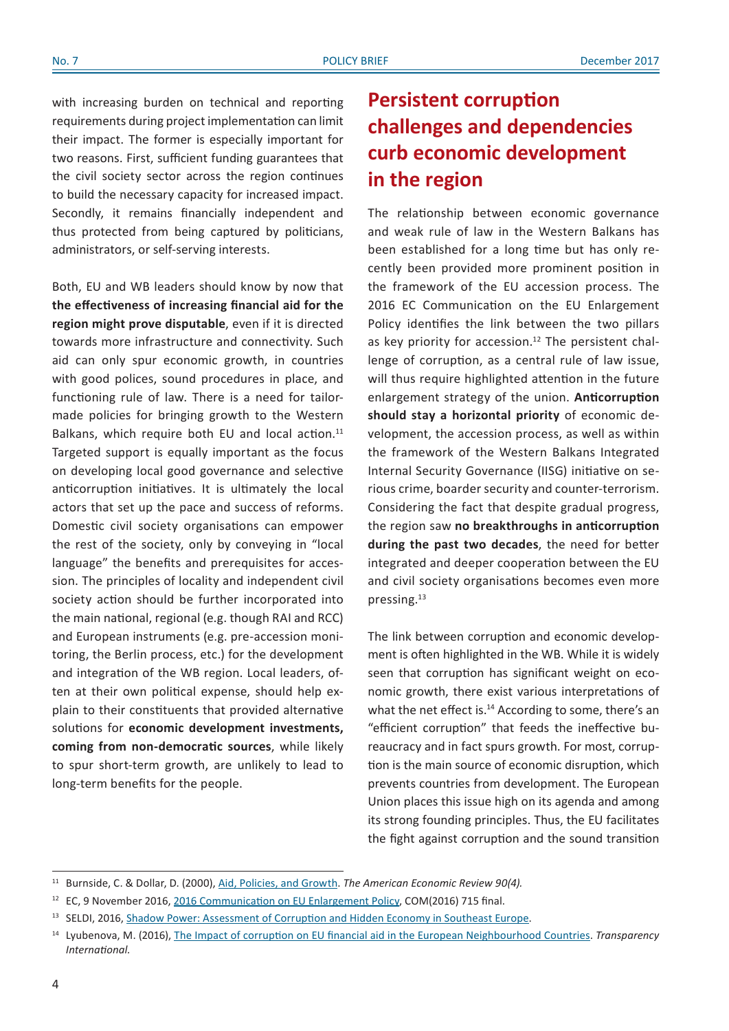with increasing burden on technical and reporting requirements during project implementation can limit their impact. The former is especially important for two reasons. First, sufficient funding guarantees that the civil society sector across the region continues to build the necessary capacity for increased impact. Secondly, it remains financially independent and thus protected from being captured by politicians, administrators, or self-serving interests.

Both, EU and WB leaders should know by now that **the effectiveness of increasing financial aid for the region might prove disputable**, even if it is directed towards more infrastructure and connectivity. Such aid can only spur economic growth, in countries with good polices, sound procedures in place, and functioning rule of law. There is a need for tailor-made policies for bringing growth to the Western Balkans, which require both EU and local action.[11] Targeted support is equally important as the focus on developing local good governance and selective anticorruption initiatives. It is ultimately the local actors that set up the pace and success of reforms. Domestic civil society organisations can empower the rest of the society, only by conveying in "local language" the benefits and prerequisites for accession. The principles of locality and independent civil society action should be further incorporated into the main national, regional (e.g. though RAI and RCC) and European instruments (e.g. pre-accession monitoring, the Berlin process, etc.) for the development and integration of the WB region. Local leaders, often at their own political expense, should help explain to their constituents that provided alternative solutions for **economic development investments, coming from non-democratic sources**, while likely to spur short-term growth, are unlikely to lead to long-term benefits for the people.

## Persistent corruption challenges and dependencies curb economic development in the region

The relationship between economic governance and weak rule of law in the Western Balkans has been established for a long time but has only recently been provided more prominent position in the framework of the EU accession process. The 2016 EC Communication on the EU Enlargement Policy identifies the link between the two pillars as key priority for accession.[12] The persistent challenge of corruption, as a central rule of law issue, will thus require highlighted attention in the future enlargement strategy of the union. **Anticorruption should stay a horizontal priority** of economic development, the accession process, as well as within the framework of the Western Balkans Integrated Internal Security Governance (IISG) initiative on serious crime, boarder security and counter-terrorism. Considering the fact that despite gradual progress, the region saw **no breakthroughs in anticorruption during the past two decades**, the need for better integrated and deeper cooperation between the EU and civil society organisations becomes even more pressing.[13]

The link between corruption and economic development is often highlighted in the WB. While it is widely seen that corruption has significant weight on economic growth, there exist various interpretations of what the net effect is.[14] According to some, there's an "efficient corruption" that feeds the ineffective bureaucracy and in fact spurs growth. For most, corruption is the main source of economic disruption, which prevents countries from development. The European Union places this issue high on its agenda and among its strong founding principles. Thus, the EU facilitates the fight against corruption and the sound transition

---

[11] Burnside, C. & Dollar, D. (2000), Aid, Policies, and Growth. *The American Economic Review 90(4).*

[12] EC, 9 November 2016, 2016 Communication on EU Enlargement Policy, COM(2016) 715 final.

[13] SELDI, 2016, Shadow Power: Assessment of Corruption and Hidden Economy in Southeast Europe.

[14] Lyubenova, M. (2016), The Impact of corruption on EU financial aid in the European Neighbourhood Countries. *Transparency International.*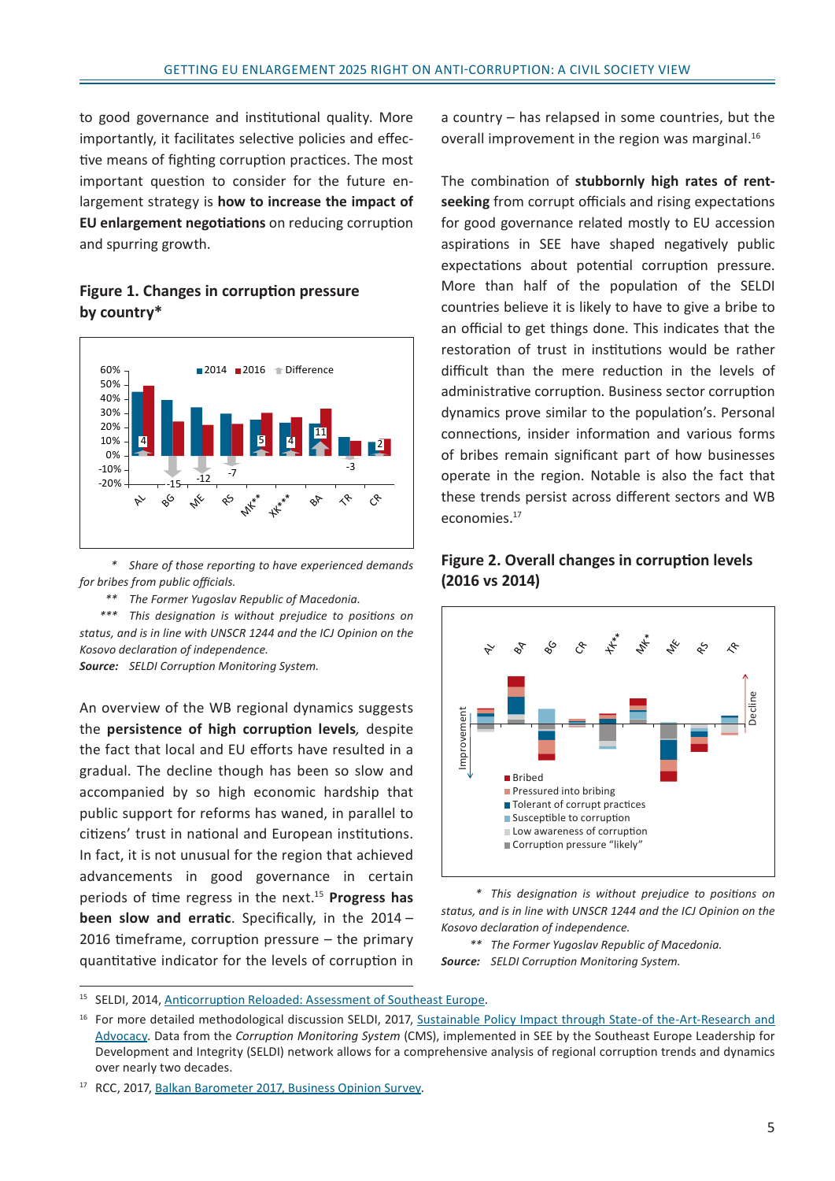to good governance and institutional quality. More importantly, it facilitates selective policies and effective means of fighting corruption practices. The most important question to consider for the future enlargement strategy is **how to increase the impact of EU enlargement negotiations** on reducing corruption and spurring growth.

### Figure 1. Changes in corruption pressure by country*

\* *Share of those reporting to have experienced demands for bribes from public officials.*

\*\* *The Former Yugoslav Republic of Macedonia.*

\*\*\* *This designation is without prejudice to positions on status, and is in line with UNSCR 1244 and the ICJ Opinion on the Kosovo declaration of independence.*

***Source:*** *SELDI Corruption Monitoring System.*

An overview of the WB regional dynamics suggests the **persistence of high corruption levels**, despite the fact that local and EU efforts have resulted in a gradual. The decline though has been so slow and accompanied by so high economic hardship that public support for reforms has waned, in parallel to citizens' trust in national and European institutions. In fact, it is not unusual for the region that achieved advancements in good governance in certain periods of time regress in the next.[15] **Progress has been slow and erratic**. Specifically, in the 2014 – 2016 timeframe, corruption pressure – the primary quantitative indicator for the levels of corruption in a country – has relapsed in some countries, but the overall improvement in the region was marginal.[16]

The combination of **stubbornly high rates of rent-seeking** from corrupt officials and rising expectations for good governance related mostly to EU accession aspirations in SEE have shaped negatively public expectations about potential corruption pressure. More than half of the population of the SELDI countries believe it is likely to have to give a bribe to an official to get things done. This indicates that the restoration of trust in institutions would be rather difficult than the mere reduction in the levels of administrative corruption. Business sector corruption dynamics prove similar to the population's. Personal connections, insider information and various forms of bribes remain significant part of how businesses operate in the region. Notable is also the fact that these trends persist across different sectors and WB economies.[17]

### Figure 2. Overall changes in corruption levels (2016 vs 2014)

\* *This designation is without prejudice to positions on status, and is in line with UNSCR 1244 and the ICJ Opinion on the Kosovo declaration of independence.*

\*\* *The Former Yugoslav Republic of Macedonia.*

***Source:*** *SELDI Corruption Monitoring System.*

---

[15] SELDI, 2014, Anticorruption Reloaded: Assessment of Southeast Europe.

[16] For more detailed methodological discussion SELDI, 2017, Sustainable Policy Impact through State-of the-Art-Research and Advocacy. Data from the *Corruption Monitoring System* (CMS), implemented in SEE by the Southeast Europe Leadership for Development and Integrity (SELDI) network allows for a comprehensive analysis of regional corruption trends and dynamics over nearly two decades.

[17] RCC, 2017, Balkan Barometer 2017, Business Opinion Survey.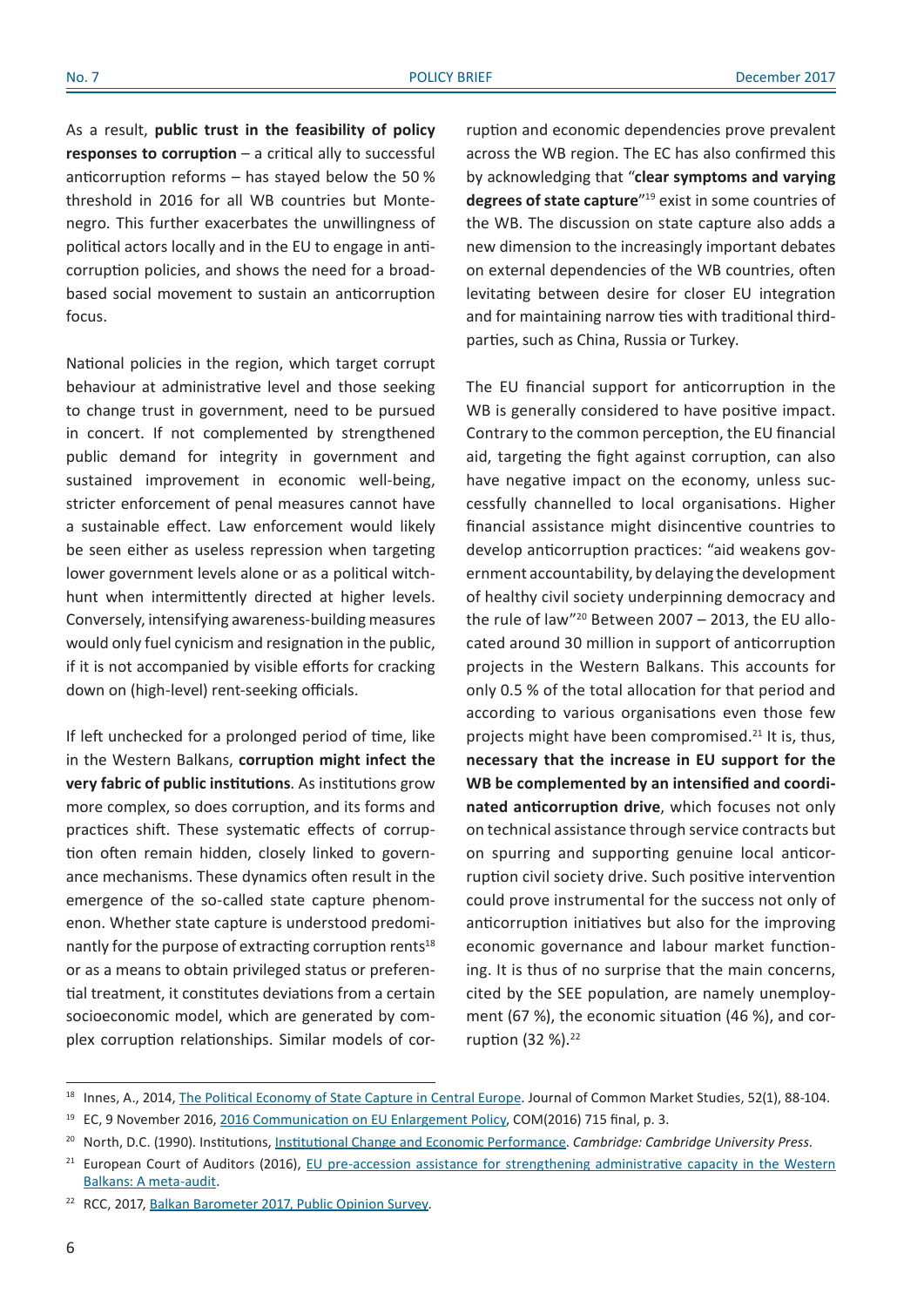As a result, **public trust in the feasibility of policy responses to corruption** – a critical ally to successful anticorruption reforms – has stayed below the 50 % threshold in 2016 for all WB countries but Montenegro. This further exacerbates the unwillingness of political actors locally and in the EU to engage in anticorruption policies, and shows the need for a broad-based social movement to sustain an anticorruption focus.

National policies in the region, which target corrupt behaviour at administrative level and those seeking to change trust in government, need to be pursued in concert. If not complemented by strengthened public demand for integrity in government and sustained improvement in economic well-being, stricter enforcement of penal measures cannot have a sustainable effect. Law enforcement would likely be seen either as useless repression when targeting lower government levels alone or as a political witch-hunt when intermittently directed at higher levels. Conversely, intensifying awareness-building measures would only fuel cynicism and resignation in the public, if it is not accompanied by visible efforts for cracking down on (high-level) rent-seeking officials.

If left unchecked for a prolonged period of time, like in the Western Balkans, **corruption might infect the very fabric of public institutions**. As institutions grow more complex, so does corruption, and its forms and practices shift. These systematic effects of corruption often remain hidden, closely linked to governance mechanisms. These dynamics often result in the emergence of the so-called state capture phenomenon. Whether state capture is understood predominantly for the purpose of extracting corruption rents[18] or as a means to obtain privileged status or preferential treatment, it constitutes deviations from a certain socioeconomic model, which are generated by complex corruption relationships. Similar models of corruption and economic dependencies prove prevalent across the WB region. The EC has also confirmed this by acknowledging that "**clear symptoms and varying degrees of state capture**"[19] exist in some countries of the WB. The discussion on state capture also adds a new dimension to the increasingly important debates on external dependencies of the WB countries, often levitating between desire for closer EU integration and for maintaining narrow ties with traditional third-parties, such as China, Russia or Turkey.

The EU financial support for anticorruption in the WB is generally considered to have positive impact. Contrary to the common perception, the EU financial aid, targeting the fight against corruption, can also have negative impact on the economy, unless successfully channelled to local organisations. Higher financial assistance might disincentive countries to develop anticorruption practices: "aid weakens government accountability, by delaying the development of healthy civil society underpinning democracy and the rule of law"[20] Between 2007 – 2013, the EU allocated around 30 million in support of anticorruption projects in the Western Balkans. This accounts for only 0.5 % of the total allocation for that period and according to various organisations even those few projects might have been compromised.[21] It is, thus, **necessary that the increase in EU support for the WB be complemented by an intensified and coordinated anticorruption drive**, which focuses not only on technical assistance through service contracts but on spurring and supporting genuine local anticorruption civil society drive. Such positive intervention could prove instrumental for the success not only of anticorruption initiatives but also for the improving economic governance and labour market functioning. It is thus of no surprise that the main concerns, cited by the SEE population, are namely unemployment (67 %), the economic situation (46 %), and corruption (32 %).[22]

---

[18] Innes, A., 2014, The Political Economy of State Capture in Central Europe. Journal of Common Market Studies, 52(1), 88-104.

[19] EC, 9 November 2016, 2016 Communication on EU Enlargement Policy, COM(2016) 715 final, p. 3.

[20] North, D.C. (1990). Institutions, Institutional Change and Economic Performance. *Cambridge: Cambridge University Press.*

[21] European Court of Auditors (2016), EU pre-accession assistance for strengthening administrative capacity in the Western Balkans: A meta-audit.

[22] RCC, 2017, Balkan Barometer 2017, Public Opinion Survey.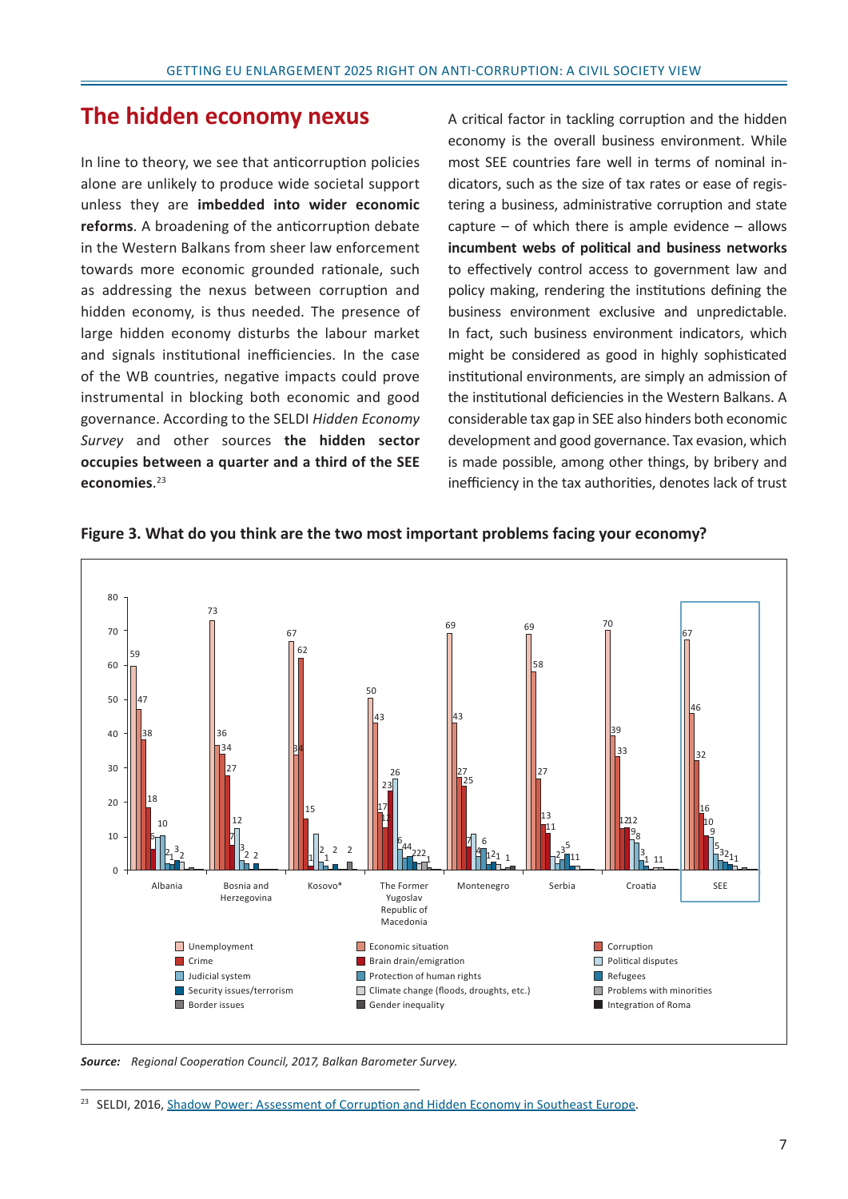## The hidden economy nexus

In line to theory, we see that anticorruption policies alone are unlikely to produce wide societal support unless they are **imbedded into wider economic reforms**. A broadening of the anticorruption debate in the Western Balkans from sheer law enforcement towards more economic grounded rationale, such as addressing the nexus between corruption and hidden economy, is thus needed. The presence of large hidden economy disturbs the labour market and signals institutional inefficiencies. In the case of the WB countries, negative impacts could prove instrumental in blocking both economic and good governance. According to the SELDI *Hidden Economy Survey* and other sources **the hidden sector occupies between a quarter and a third of the SEE economies**.[23]

A critical factor in tackling corruption and the hidden economy is the overall business environment. While most SEE countries fare well in terms of nominal indicators, such as the size of tax rates or ease of registering a business, administrative corruption and state capture – of which there is ample evidence – allows **incumbent webs of political and business networks** to effectively control access to government law and policy making, rendering the institutions defining the business environment exclusive and unpredictable. In fact, such business environment indicators, which might be considered as good in highly sophisticated institutional environments, are simply an admission of the institutional deficiencies in the Western Balkans. A considerable tax gap in SEE also hinders both economic development and good governance. Tax evasion, which is made possible, among other things, by bribery and inefficiency in the tax authorities, denotes lack of trust

**Figure 3. What do you think are the two most important problems facing your economy?**

**Source:** *Regional Cooperation Council, 2017, Balkan Barometer Survey.*

[23] SELDI, 2016, Shadow Power: Assessment of Corruption and Hidden Economy in Southeast Europe.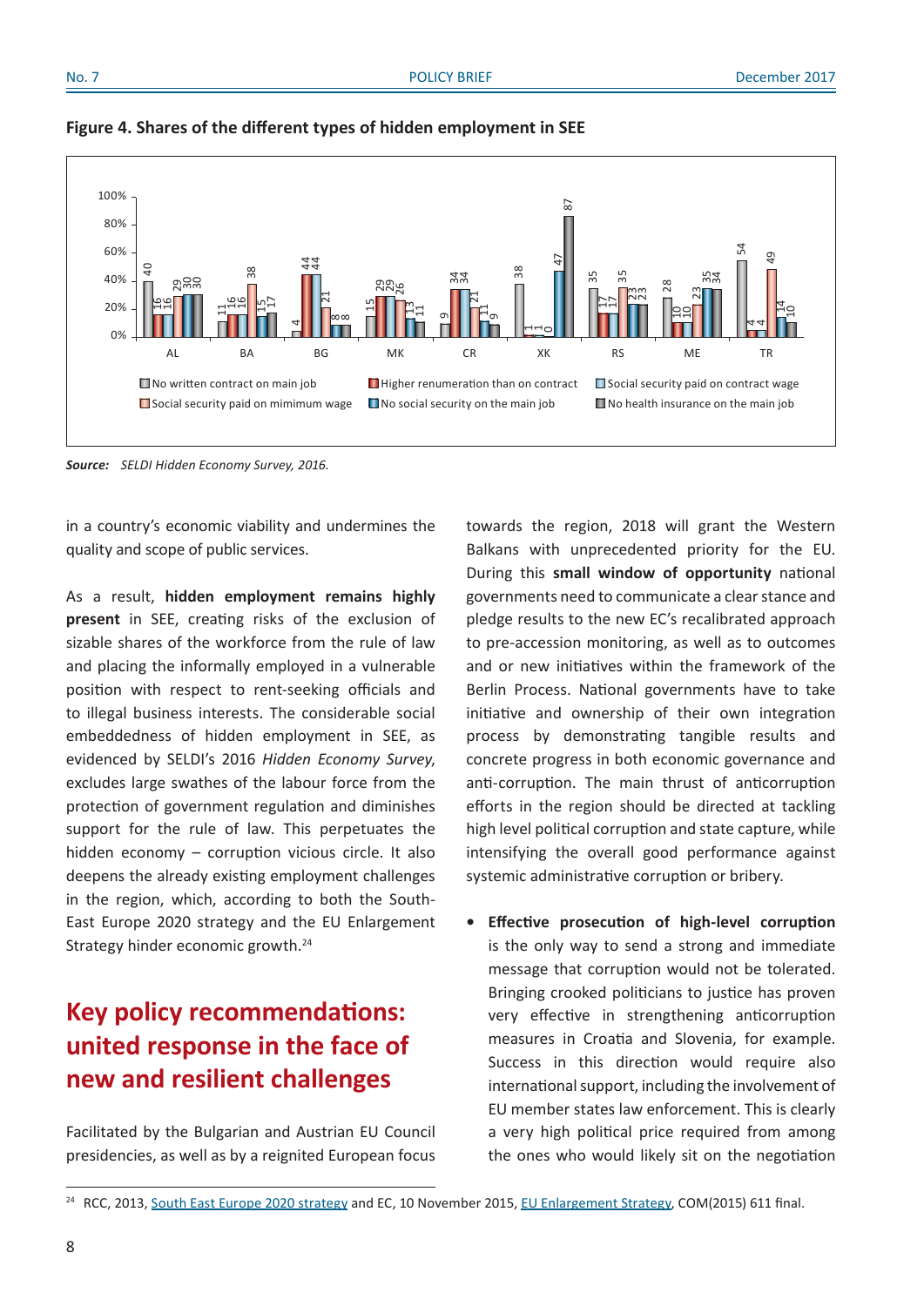**Figure 4. Shares of the different types of hidden employment in SEE**

| | No written contract on main job | Higher renumeration than on contract | Social security paid on contract wage | Social security paid on mimimum wage | No social security on the main job | No health insurance on the main job |
|---|---|---|---|---|---|---|
| AL | 40 | 16 | 16 | 29 | 30 | 30 |
| BA | 11 | 16 | 16 | 38 | 15 | 17 |
| BG | 4 | 44 | 44 | 21 | 8 | 8 |
| MK | 15 | 29 | 29 | 26 | 13 | 11 |
| CR | 9 | 34 | 34 | 21 | 11 | 9 |
| XK | 38 | 1 | 1 | 0 | 47 | 87 |
| RS | 35 | 17 | 17 | 35 | 23 | 23 |
| ME | 28 | 10 | 10 | 23 | 35 | 34 |
| TR | 54 | 4 | 4 | 49 | 14 | 10 |

***Source:*** *SELDI Hidden Economy Survey, 2016.*

in a country's economic viability and undermines the quality and scope of public services.

As a result, **hidden employment remains highly present** in SEE, creating risks of the exclusion of sizable shares of the workforce from the rule of law and placing the informally employed in a vulnerable position with respect to rent-seeking officials and to illegal business interests. The considerable social embeddedness of hidden employment in SEE, as evidenced by SELDI's 2016 *Hidden Economy Survey*, excludes large swathes of the labour force from the protection of government regulation and diminishes support for the rule of law. This perpetuates the hidden economy – corruption vicious circle. It also deepens the already existing employment challenges in the region, which, according to both the South-East Europe 2020 strategy and the EU Enlargement Strategy hinder economic growth.[24]

## Key policy recommendations: united response in the face of new and resilient challenges

Facilitated by the Bulgarian and Austrian EU Council presidencies, as well as by a reignited European focus towards the region, 2018 will grant the Western Balkans with unprecedented priority for the EU. During this **small window of opportunity** national governments need to communicate a clear stance and pledge results to the new EC's recalibrated approach to pre-accession monitoring, as well as to outcomes and or new initiatives within the framework of the Berlin Process. National governments have to take initiative and ownership of their own integration process by demonstrating tangible results and concrete progress in both economic governance and anti-corruption. The main thrust of anticorruption efforts in the region should be directed at tackling high level political corruption and state capture, while intensifying the overall good performance against systemic administrative corruption or bribery.

- **Effective prosecution of high-level corruption** is the only way to send a strong and immediate message that corruption would not be tolerated. Bringing crooked politicians to justice has proven very effective in strengthening anticorruption measures in Croatia and Slovenia, for example. Success in this direction would require also international support, including the involvement of EU member states law enforcement. This is clearly a very high political price required from among the ones who would likely sit on the negotiation

[24] RCC, 2013, South East Europe 2020 strategy and EC, 10 November 2015, EU Enlargement Strategy, COM(2015) 611 final.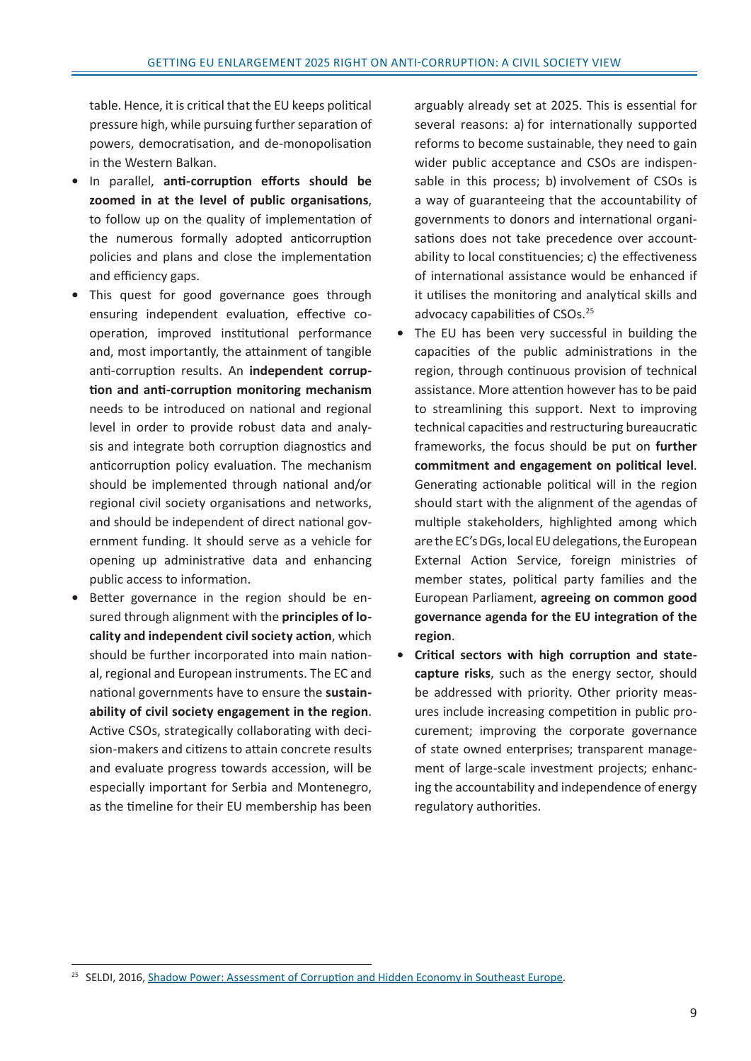table. Hence, it is critical that the EU keeps political pressure high, while pursuing further separation of powers, democratisation, and de-monopolisation in the Western Balkan.

- In parallel, **anti-corruption efforts should be zoomed in at the level of public organisations**, to follow up on the quality of implementation of the numerous formally adopted anticorruption policies and plans and close the implementation and efficiency gaps.
- This quest for good governance goes through ensuring independent evaluation, effective co-operation, improved institutional performance and, most importantly, the attainment of tangible anti-corruption results. An **independent corruption and anti-corruption monitoring mechanism** needs to be introduced on national and regional level in order to provide robust data and analysis and integrate both corruption diagnostics and anticorruption policy evaluation. The mechanism should be implemented through national and/or regional civil society organisations and networks, and should be independent of direct national government funding. It should serve as a vehicle for opening up administrative data and enhancing public access to information.
- Better governance in the region should be ensured through alignment with the **principles of locality and independent civil society action**, which should be further incorporated into main national, regional and European instruments. The EC and national governments have to ensure the **sustainability of civil society engagement in the region**. Active CSOs, strategically collaborating with decision-makers and citizens to attain concrete results and evaluate progress towards accession, will be especially important for Serbia and Montenegro, as the timeline for their EU membership has been arguably already set at 2025. This is essential for several reasons: a) for internationally supported reforms to become sustainable, they need to gain wider public acceptance and CSOs are indispensable in this process; b) involvement of CSOs is a way of guaranteeing that the accountability of governments to donors and international organisations does not take precedence over accountability to local constituencies; c) the effectiveness of international assistance would be enhanced if it utilises the monitoring and analytical skills and advocacy capabilities of CSOs.[25]
- The EU has been very successful in building the capacities of the public administrations in the region, through continuous provision of technical assistance. More attention however has to be paid to streamlining this support. Next to improving technical capacities and restructuring bureaucratic frameworks, the focus should be put on **further commitment and engagement on political level**. Generating actionable political will in the region should start with the alignment of the agendas of multiple stakeholders, highlighted among which are the EC's DGs, local EU delegations, the European External Action Service, foreign ministries of member states, political party families and the European Parliament, **agreeing on common good governance agenda for the EU integration of the region**.
- **Critical sectors with high corruption and state-capture risks**, such as the energy sector, should be addressed with priority. Other priority measures include increasing competition in public procurement; improving the corporate governance of state owned enterprises; transparent management of large-scale investment projects; enhancing the accountability and independence of energy regulatory authorities.

[25] SELDI, 2016, Shadow Power: Assessment of Corruption and Hidden Economy in Southeast Europe.